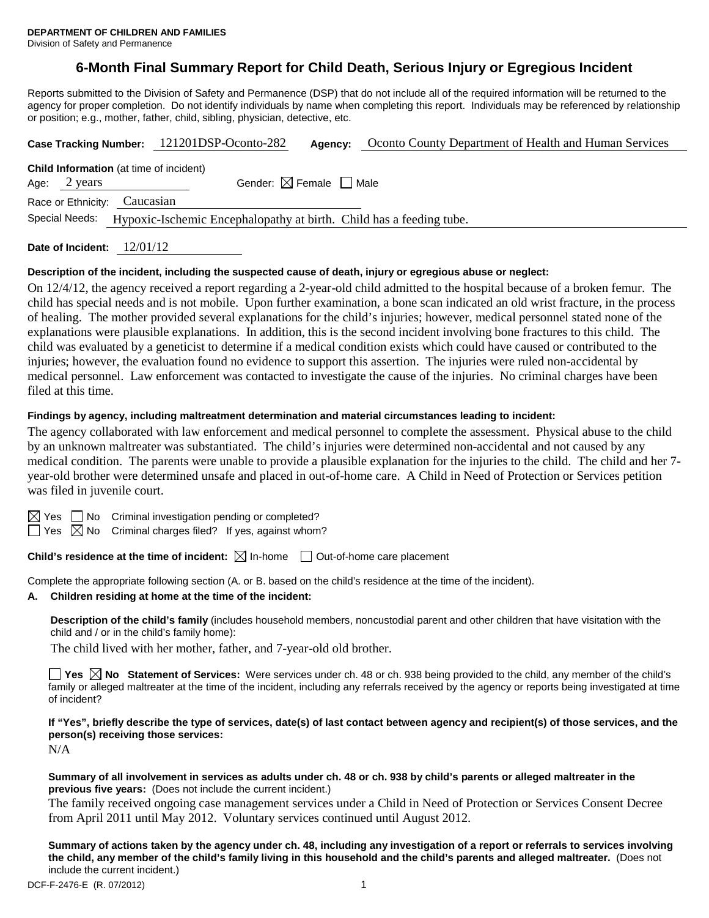**DEPARTMENT OF CHILDREN AND FAMILIES**
Division of Safety and Permanence

# 6-Month Final Summary Report for Child Death, Serious Injury or Egregious Incident

Reports submitted to the Division of Safety and Permanence (DSP) that do not include all of the required information will be returned to the agency for proper completion. Do not identify individuals by name when completing this report. Individuals may be referenced by relationship or position; e.g., mother, father, child, sibling, physician, detective, etc.

**Case Tracking Number:** 121201DSP-Oconto-282 **Agency:** Oconto County Department of Health and Human Services

**Child Information** (at time of incident)
Age: 2 years Gender: ☒ Female ☐ Male
Race or Ethnicity: Caucasian
Special Needs: Hypoxic-Ischemic Encephalopathy at birth. Child has a feeding tube.

**Date of Incident:** 12/01/12

**Description of the incident, including the suspected cause of death, injury or egregious abuse or neglect:**

On 12/4/12, the agency received a report regarding a 2-year-old child admitted to the hospital because of a broken femur. The child has special needs and is not mobile. Upon further examination, a bone scan indicated an old wrist fracture, in the process of healing. The mother provided several explanations for the child's injuries; however, medical personnel stated none of the explanations were plausible explanations. In addition, this is the second incident involving bone fractures to this child. The child was evaluated by a geneticist to determine if a medical condition exists which could have caused or contributed to the injuries; however, the evaluation found no evidence to support this assertion. The injuries were ruled non-accidental by medical personnel. Law enforcement was contacted to investigate the cause of the injuries. No criminal charges have been filed at this time.

**Findings by agency, including maltreatment determination and material circumstances leading to incident:**

The agency collaborated with law enforcement and medical personnel to complete the assessment. Physical abuse to the child by an unknown maltreater was substantiated. The child's injuries were determined non-accidental and not caused by any medical condition. The parents were unable to provide a plausible explanation for the injuries to the child. The child and her 7-year-old brother were determined unsafe and placed in out-of-home care. A Child in Need of Protection or Services petition was filed in juvenile court.

☒ Yes ☐ No Criminal investigation pending or completed?
☐ Yes ☒ No Criminal charges filed? If yes, against whom?

**Child's residence at the time of incident:** ☒ In-home ☐ Out-of-home care placement

Complete the appropriate following section (A. or B. based on the child's residence at the time of the incident).

**A. Children residing at home at the time of the incident:**

**Description of the child's family** (includes household members, noncustodial parent and other children that have visitation with the child and / or in the child's family home):

The child lived with her mother, father, and 7-year-old old brother.

☐ **Yes** ☒ **No Statement of Services:** Were services under ch. 48 or ch. 938 being provided to the child, any member of the child's family or alleged maltreater at the time of the incident, including any referrals received by the agency or reports being investigated at time of incident?

**If "Yes", briefly describe the type of services, date(s) of last contact between agency and recipient(s) of those services, and the person(s) receiving those services:**

N/A

**Summary of all involvement in services as adults under ch. 48 or ch. 938 by child's parents or alleged maltreater in the previous five years:** (Does not include the current incident.)

The family received ongoing case management services under a Child in Need of Protection or Services Consent Decree from April 2011 until May 2012. Voluntary services continued until August 2012.

**Summary of actions taken by the agency under ch. 48, including any investigation of a report or referrals to services involving the child, any member of the child's family living in this household and the child's parents and alleged maltreater.** (Does not include the current incident.)

DCF-F-2476-E (R. 07/2012)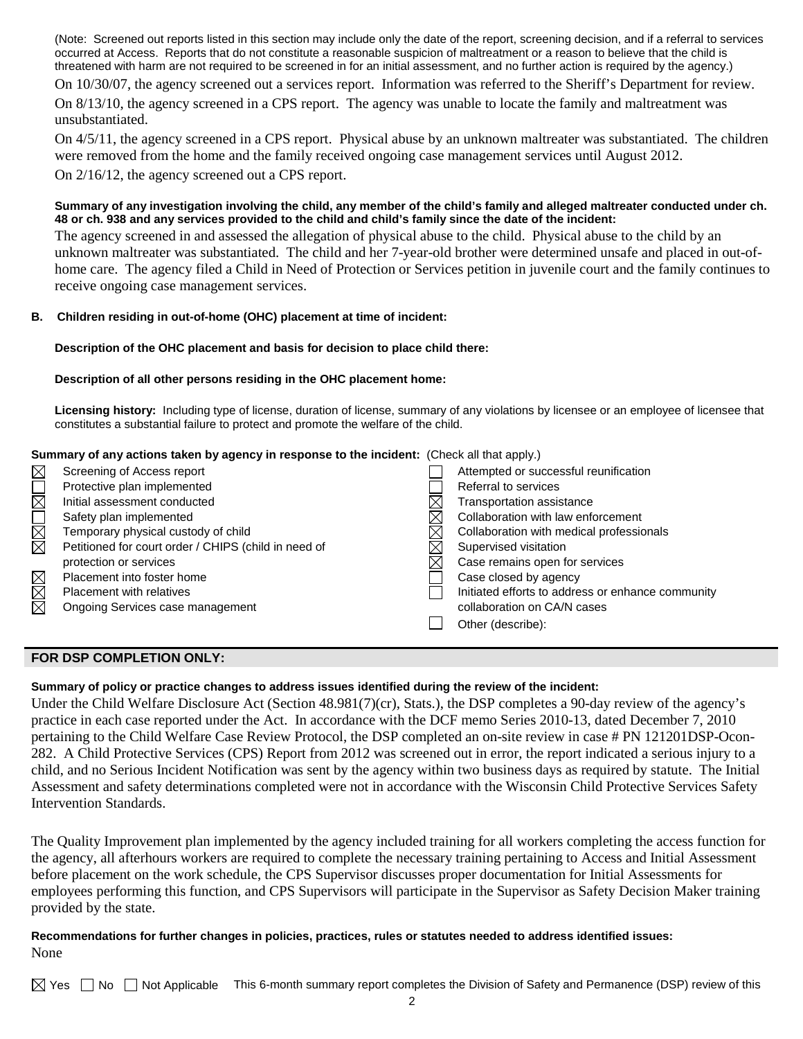(Note: Screened out reports listed in this section may include only the date of the report, screening decision, and if a referral to services occurred at Access. Reports that do not constitute a reasonable suspicion of maltreatment or a reason to believe that the child is threatened with harm are not required to be screened in for an initial assessment, and no further action is required by the agency.)

On 10/30/07, the agency screened out a services report. Information was referred to the Sheriff's Department for review.

On 8/13/10, the agency screened in a CPS report. The agency was unable to locate the family and maltreatment was unsubstantiated.

On 4/5/11, the agency screened in a CPS report. Physical abuse by an unknown maltreater was substantiated. The children were removed from the home and the family received ongoing case management services until August 2012.

On 2/16/12, the agency screened out a CPS report.

**Summary of any investigation involving the child, any member of the child's family and alleged maltreater conducted under ch. 48 or ch. 938 and any services provided to the child and child's family since the date of the incident:**

The agency screened in and assessed the allegation of physical abuse to the child. Physical abuse to the child by an unknown maltreater was substantiated. The child and her 7-year-old brother were determined unsafe and placed in out-of-home care. The agency filed a Child in Need of Protection or Services petition in juvenile court and the family continues to receive ongoing case management services.

**B. Children residing in out-of-home (OHC) placement at time of incident:**

**Description of the OHC placement and basis for decision to place child there:**

**Description of all other persons residing in the OHC placement home:**

**Licensing history:** Including type of license, duration of license, summary of any violations by licensee or an employee of licensee that constitutes a substantial failure to protect and promote the welfare of the child.

**Summary of any actions taken by agency in response to the incident:** (Check all that apply.)

- ☒ Screening of Access report
- ☐ Protective plan implemented
- ☒ Initial assessment conducted
- ☐ Safety plan implemented
- ☒ Temporary physical custody of child
- ☒ Petitioned for court order / CHIPS (child in need of protection or services
- ☒ Placement into foster home
- ☒ Placement with relatives
- ☒ Ongoing Services case management
- ☐ Attempted or successful reunification
- ☐ Referral to services
- ☒ Transportation assistance
- ☒ Collaboration with law enforcement
- ☒ Collaboration with medical professionals
- ☒ Supervised visitation
- ☒ Case remains open for services
- ☐ Case closed by agency
- ☐ Initiated efforts to address or enhance community collaboration on CA/N cases
- ☐ Other (describe):

## FOR DSP COMPLETION ONLY:

**Summary of policy or practice changes to address issues identified during the review of the incident:**

Under the Child Welfare Disclosure Act (Section 48.981(7)(cr), Stats.), the DSP completes a 90-day review of the agency's practice in each case reported under the Act. In accordance with the DCF memo Series 2010-13, dated December 7, 2010 pertaining to the Child Welfare Case Review Protocol, the DSP completed an on-site review in case # PN 121201DSP-Ocon-282. A Child Protective Services (CPS) Report from 2012 was screened out in error, the report indicated a serious injury to a child, and no Serious Incident Notification was sent by the agency within two business days as required by statute. The Initial Assessment and safety determinations completed were not in accordance with the Wisconsin Child Protective Services Safety Intervention Standards.

The Quality Improvement plan implemented by the agency included training for all workers completing the access function for the agency, all afterhours workers are required to complete the necessary training pertaining to Access and Initial Assessment before placement on the work schedule, the CPS Supervisor discusses proper documentation for Initial Assessments for employees performing this function, and CPS Supervisors will participate in the Supervisor as Safety Decision Maker training provided by the state.

**Recommendations for further changes in policies, practices, rules or statutes needed to address identified issues:**

None

☒ Yes ☐ No ☐ Not Applicable This 6-month summary report completes the Division of Safety and Permanence (DSP) review of this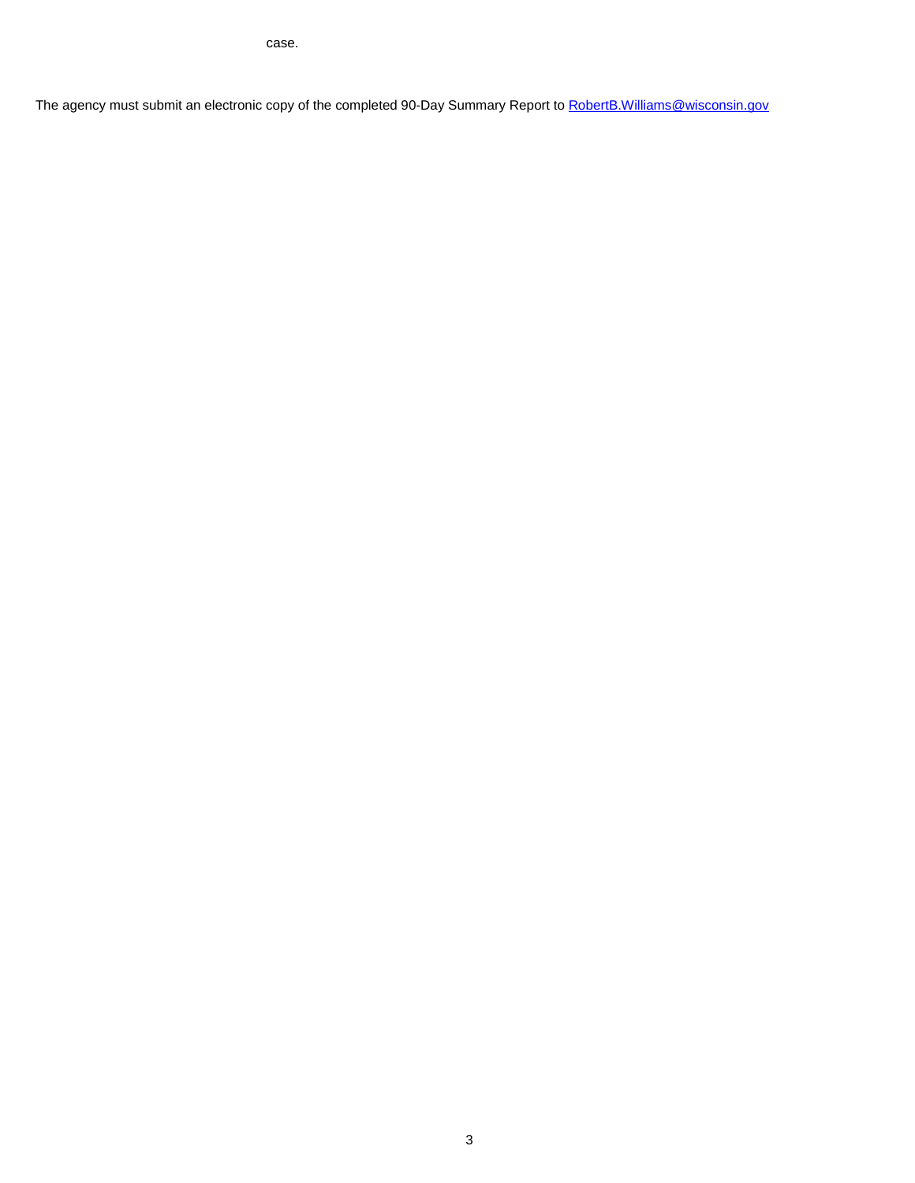case.

The agency must submit an electronic copy of the completed 90-Day Summary Report to [RobertB.Williams@wisconsin.gov](mailto:RobertB.Williams@wisconsin.gov)